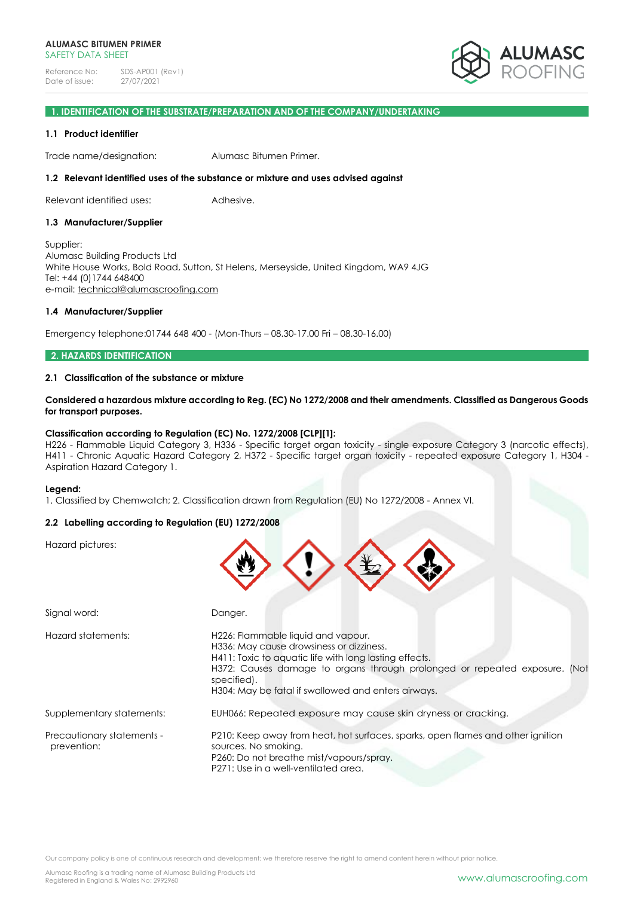**ALUMASC BITUMEN PRIMER**
SAFETY DATA SHEET

Reference No: SDS-AP001 (Rev1)
Date of issue: 27/07/2021

## 1. IDENTIFICATION OF THE SUBSTRATE/PREPARATION AND OF THE COMPANY/UNDERTAKING

### 1.1 Product identifier

Trade name/designation: Alumasc Bitumen Primer.

### 1.2 Relevant identified uses of the substance or mixture and uses advised against

Relevant identified uses: Adhesive.

### 1.3 Manufacturer/Supplier

Supplier:
Alumasc Building Products Ltd
White House Works, Bold Road, Sutton, St Helens, Merseyside, United Kingdom, WA9 4JG
Tel: +44 (0)1744 648400
e-mail: technical@alumascroofing.com

### 1.4 Manufacturer/Supplier

Emergency telephone:01744 648 400 - (Mon-Thurs – 08.30-17.00 Fri – 08.30-16.00)

## 2. HAZARDS IDENTIFICATION

### 2.1 Classification of the substance or mixture

**Considered a hazardous mixture according to Reg. (EC) No 1272/2008 and their amendments. Classified as Dangerous Goods for transport purposes.**

**Classification according to Regulation (EC) No. 1272/2008 [CLP][1]:**
H226 - Flammable Liquid Category 3, H336 - Specific target organ toxicity - single exposure Category 3 (narcotic effects), H411 - Chronic Aquatic Hazard Category 2, H372 - Specific target organ toxicity - repeated exposure Category 1, H304 - Aspiration Hazard Category 1.

**Legend:**
1. Classified by Chemwatch; 2. Classification drawn from Regulation (EU) No 1272/2008 - Annex VI.

### 2.2 Labelling according to Regulation (EU) 1272/2008

Hazard pictures:

Signal word: Danger.

Hazard statements:
H226: Flammable liquid and vapour.
H336: May cause drowsiness or dizziness.
H411: Toxic to aquatic life with long lasting effects.
H372: Causes damage to organs through prolonged or repeated exposure. (Not specified).
H304: May be fatal if swallowed and enters airways.

Supplementary statements: EUH066: Repeated exposure may cause skin dryness or cracking.

Precautionary statements - prevention:
P210: Keep away from heat, hot surfaces, sparks, open flames and other ignition sources. No smoking.
P260: Do not breathe mist/vapours/spray.
P271: Use in a well-ventilated area.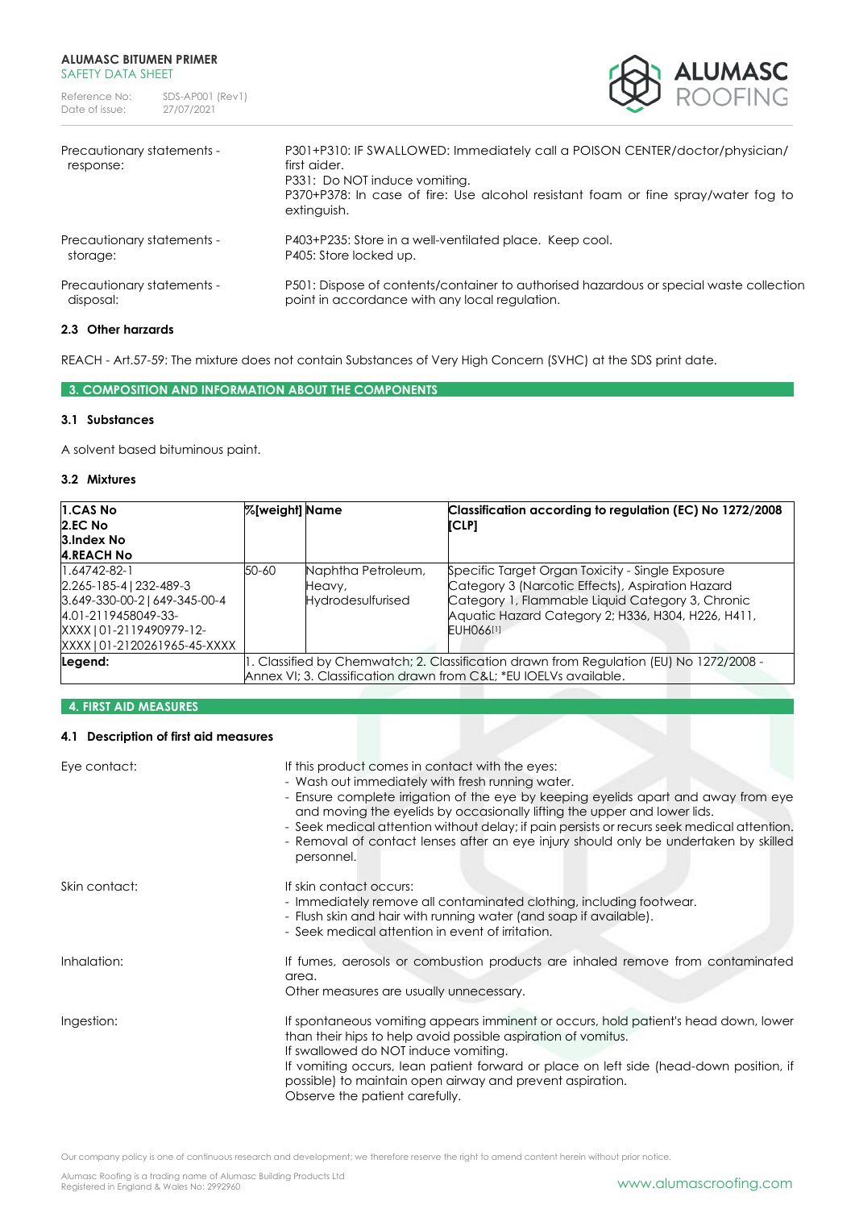| | |
|---|---|
| Precautionary statements - response: | P301+P310: IF SWALLOWED: Immediately call a POISON CENTER/doctor/physician/ first aider.<br>P331: Do NOT induce vomiting.<br>P370+P378: In case of fire: Use alcohol resistant foam or fine spray/water fog to extinguish. |
| Precautionary statements - storage: | P403+P235: Store in a well-ventilated place. Keep cool.<br>P405: Store locked up. |
| Precautionary statements - disposal: | P501: Dispose of contents/container to authorised hazardous or special waste collection point in accordance with any local regulation. |

### 2.3 Other harzards

REACH - Art.57-59: The mixture does not contain Substances of Very High Concern (SVHC) at the SDS print date.

## 3. COMPOSITION AND INFORMATION ABOUT THE COMPONENTS

### 3.1 Substances

A solvent based bituminous paint.

### 3.2 Mixtures

| 1.CAS No<br>2.EC No<br>3.Index No<br>4.REACH No | %[weight] | Name | Classification according to regulation (EC) No 1272/2008 [CLP] |
|---|---|---|---|
| 1.64742-82-1<br>2.265-185-4 \| 232-489-3<br>3.649-330-00-2 \| 649-345-00-4<br>4.01-2119458049-33-XXXX \| 01-2119490979-12-XXXX \| 01-2120261965-45-XXXX | 50-60 | Naphtha Petroleum, Heavy, Hydrodesulfurised | Specific Target Organ Toxicity - Single Exposure Category 3 (Narcotic Effects), Aspiration Hazard Category 1, Flammable Liquid Category 3, Chronic Aquatic Hazard Category 2; H336, H304, H226, H411, EUH066[1] |
| **Legend:** | 1. Classified by Chemwatch; 2. Classification drawn from Regulation (EU) No 1272/2008 - Annex VI; 3. Classification drawn from C&L; *EU IOELVs available. | | |

## 4. FIRST AID MEASURES

### 4.1 Description of first aid measures

**Eye contact:**

If this product comes in contact with the eyes:
- Wash out immediately with fresh running water.
- Ensure complete irrigation of the eye by keeping eyelids apart and away from eye and moving the eyelids by occasionally lifting the upper and lower lids.
- Seek medical attention without delay; if pain persists or recurs seek medical attention.
- Removal of contact lenses after an eye injury should only be undertaken by skilled personnel.

**Skin contact:**

If skin contact occurs:
- Immediately remove all contaminated clothing, including footwear.
- Flush skin and hair with running water (and soap if available).
- Seek medical attention in event of irritation.

**Inhalation:**

If fumes, aerosols or combustion products are inhaled remove from contaminated area.
Other measures are usually unnecessary.

**Ingestion:**

If spontaneous vomiting appears imminent or occurs, hold patient's head down, lower than their hips to help avoid possible aspiration of vomitus.
If swallowed do NOT induce vomiting.
If vomiting occurs, lean patient forward or place on left side (head-down position, if possible) to maintain open airway and prevent aspiration.
Observe the patient carefully.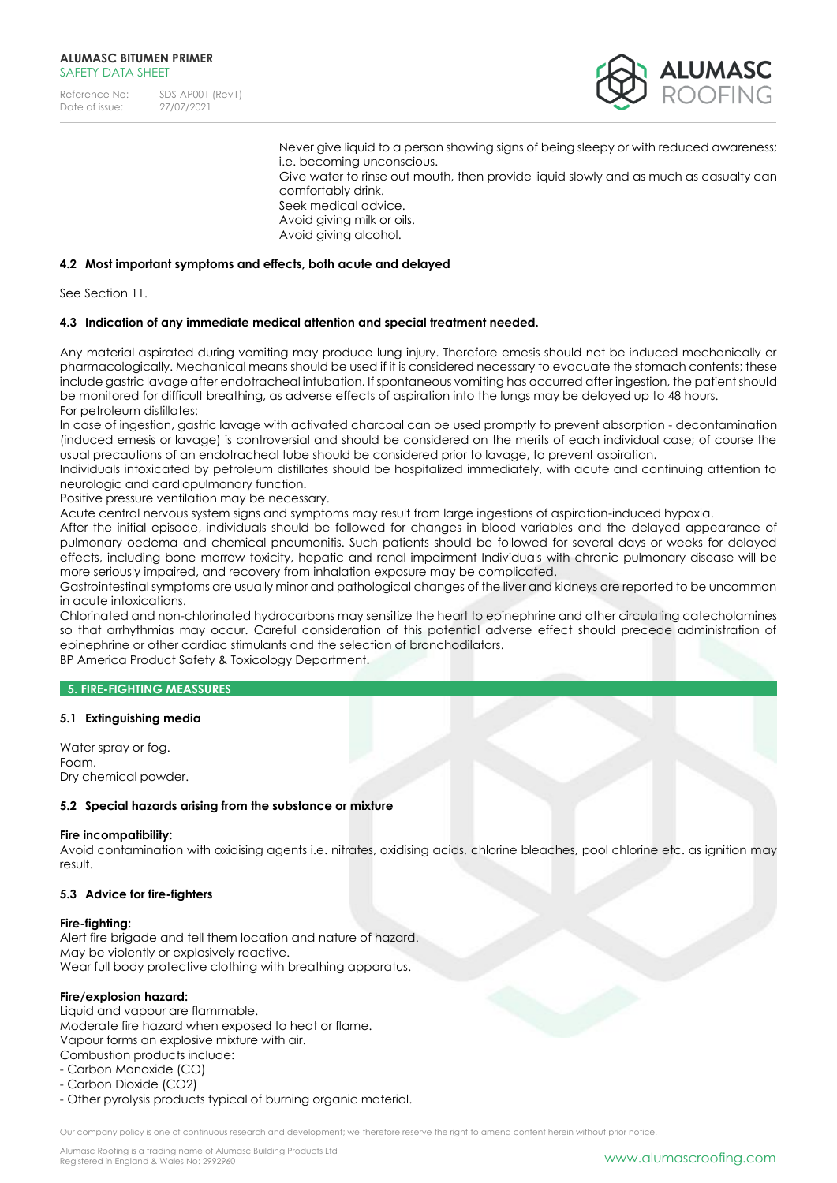Never give liquid to a person showing signs of being sleepy or with reduced awareness; i.e. becoming unconscious.
Give water to rinse out mouth, then provide liquid slowly and as much as casualty can comfortably drink.
Seek medical advice.
Avoid giving milk or oils.
Avoid giving alcohol.

### 4.2 Most important symptoms and effects, both acute and delayed

See Section 11.

### 4.3 Indication of any immediate medical attention and special treatment needed.

Any material aspirated during vomiting may produce lung injury. Therefore emesis should not be induced mechanically or pharmacologically. Mechanical means should be used if it is considered necessary to evacuate the stomach contents; these include gastric lavage after endotracheal intubation. If spontaneous vomiting has occurred after ingestion, the patient should be monitored for difficult breathing, as adverse effects of aspiration into the lungs may be delayed up to 48 hours.
For petroleum distillates:
In case of ingestion, gastric lavage with activated charcoal can be used promptly to prevent absorption - decontamination (induced emesis or lavage) is controversial and should be considered on the merits of each individual case; of course the usual precautions of an endotracheal tube should be considered prior to lavage, to prevent aspiration.
Individuals intoxicated by petroleum distillates should be hospitalized immediately, with acute and continuing attention to neurologic and cardiopulmonary function.
Positive pressure ventilation may be necessary.
Acute central nervous system signs and symptoms may result from large ingestions of aspiration-induced hypoxia.
After the initial episode, individuals should be followed for changes in blood variables and the delayed appearance of pulmonary oedema and chemical pneumonitis. Such patients should be followed for several days or weeks for delayed effects, including bone marrow toxicity, hepatic and renal impairment Individuals with chronic pulmonary disease will be more seriously impaired, and recovery from inhalation exposure may be complicated.
Gastrointestinal symptoms are usually minor and pathological changes of the liver and kidneys are reported to be uncommon in acute intoxications.
Chlorinated and non-chlorinated hydrocarbons may sensitize the heart to epinephrine and other circulating catecholamines so that arrhythmias may occur. Careful consideration of this potential adverse effect should precede administration of epinephrine or other cardiac stimulants and the selection of bronchodilators.
BP America Product Safety & Toxicology Department.

## 5. FIRE-FIGHTING MEASSURES

### 5.1 Extinguishing media

Water spray or fog.
Foam.
Dry chemical powder.

### 5.2 Special hazards arising from the substance or mixture

**Fire incompatibility:**
Avoid contamination with oxidising agents i.e. nitrates, oxidising acids, chlorine bleaches, pool chlorine etc. as ignition may result.

### 5.3 Advice for fire-fighters

**Fire-fighting:**
Alert fire brigade and tell them location and nature of hazard.
May be violently or explosively reactive.
Wear full body protective clothing with breathing apparatus.

**Fire/explosion hazard:**
Liquid and vapour are flammable.
Moderate fire hazard when exposed to heat or flame.
Vapour forms an explosive mixture with air.
Combustion products include:
- Carbon Monoxide (CO)
- Carbon Dioxide ($CO_2$)
- Other pyrolysis products typical of burning organic material.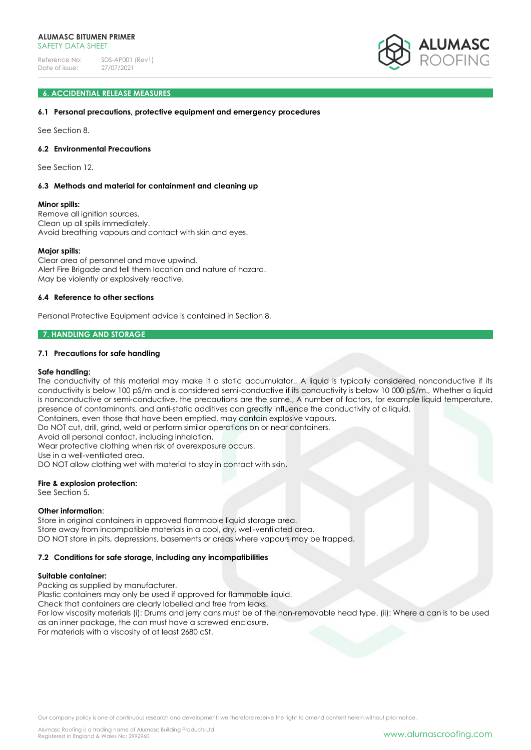## 6. ACCIDENTIAL RELEASE MEASURES

### 6.1 Personal precautions, protective equipment and emergency procedures

See Section 8.

### 6.2 Environmental Precautions

See Section 12.

### 6.3 Methods and material for containment and cleaning up

**Minor spills:**
Remove all ignition sources.
Clean up all spills immediately.
Avoid breathing vapours and contact with skin and eyes.

**Major spills:**
Clear area of personnel and move upwind.
Alert Fire Brigade and tell them location and nature of hazard.
May be violently or explosively reactive.

### 6.4 Reference to other sections

Personal Protective Equipment advice is contained in Section 8.

## 7. HANDLING AND STORAGE

### 7.1 Precautions for safe handling

**Safe handling:**
The conductivity of this material may make it a static accumulator., A liquid is typically considered nonconductive if its conductivity is below 100 pS/m and is considered semi-conductive if its conductivity is below 10 000 pS/m., Whether a liquid is nonconductive or semi-conductive, the precautions are the same., A number of factors, for example liquid temperature, presence of contaminants, and anti-static additives can greatly influence the conductivity of a liquid.
Containers, even those that have been emptied, may contain explosive vapours.
Do NOT cut, drill, grind, weld or perform similar operations on or near containers.
Avoid all personal contact, including inhalation.
Wear protective clothing when risk of overexposure occurs.
Use in a well-ventilated area.
DO NOT allow clothing wet with material to stay in contact with skin.

**Fire & explosion protection:**
See Section 5.

**Other information**:
Store in original containers in approved flammable liquid storage area.
Store away from incompatible materials in a cool, dry, well-ventilated area.
DO NOT store in pits, depressions, basements or areas where vapours may be trapped.

### 7.2 Conditions for safe storage, including any incompatibilities

**Suitable container:**
Packing as supplied by manufacturer.
Plastic containers may only be used if approved for flammable liquid.
Check that containers are clearly labelled and free from leaks.
For low viscosity materials (i): Drums and jerry cans must be of the non-removable head type. (ii): Where a can is to be used as an inner package, the can must have a screwed enclosure.
For materials with a viscosity of at least 2680 cSt.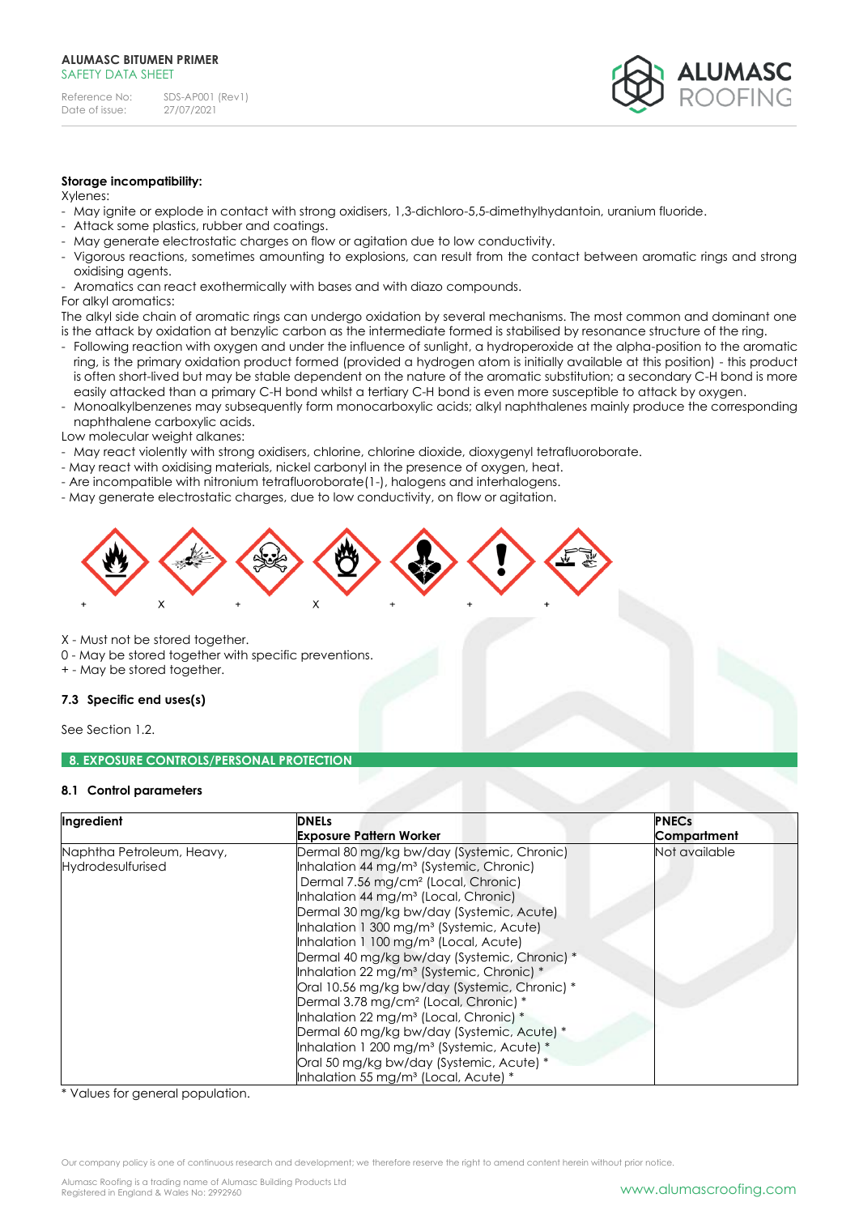**Storage incompatibility:**

Xylenes:

- May ignite or explode in contact with strong oxidisers, 1,3-dichloro-5,5-dimethylhydantoin, uranium fluoride.
- Attack some plastics, rubber and coatings.
- May generate electrostatic charges on flow or agitation due to low conductivity.
- Vigorous reactions, sometimes amounting to explosions, can result from the contact between aromatic rings and strong oxidising agents.
- Aromatics can react exothermically with bases and with diazo compounds.

For alkyl aromatics:

The alkyl side chain of aromatic rings can undergo oxidation by several mechanisms. The most common and dominant one is the attack by oxidation at benzylic carbon as the intermediate formed is stabilised by resonance structure of the ring.

- Following reaction with oxygen and under the influence of sunlight, a hydroperoxide at the alpha-position to the aromatic ring, is the primary oxidation product formed (provided a hydrogen atom is initially available at this position) - this product is often short-lived but may be stable dependent on the nature of the aromatic substitution; a secondary C-H bond is more easily attacked than a primary C-H bond whilst a tertiary C-H bond is even more susceptible to attack by oxygen.
- Monoalkylbenzenes may subsequently form monocarboxylic acids; alkyl naphthalenes mainly produce the corresponding naphthalene carboxylic acids.

Low molecular weight alkanes:

- May react violently with strong oxidisers, chlorine, chlorine dioxide, dioxygenyl tetrafluoroborate.
- May react with oxidising materials, nickel carbonyl in the presence of oxygen, heat.
- Are incompatible with nitronium tetrafluoroborate(1-), halogens and interhalogens.
- May generate electrostatic charges, due to low conductivity, on flow or agitation.

| + | X | + | X | + | + | + |
|---|---|---|---|---|---|---|

X - Must not be stored together.
0 - May be stored together with specific preventions.
+ - May be stored together.

### 7.3 Specific end uses(s)

See Section 1.2.

## 8. EXPOSURE CONTROLS/PERSONAL PROTECTION

### 8.1 Control parameters

| Ingredient | DNELs<br>Exposure Pattern Worker | PNECs<br>Compartment |
|---|---|---|
| Naphtha Petroleum, Heavy, Hydrodesulfurised | Dermal 80 mg/kg bw/day (Systemic, Chronic)<br>Inhalation 44 mg/m³ (Systemic, Chronic)<br>Dermal 7.56 mg/cm² (Local, Chronic)<br>Inhalation 44 mg/m³ (Local, Chronic)<br>Dermal 30 mg/kg bw/day (Systemic, Acute)<br>Inhalation 1 300 mg/m³ (Systemic, Acute)<br>Inhalation 1 100 mg/m³ (Local, Acute)<br>Dermal 40 mg/kg bw/day (Systemic, Chronic) *<br>Inhalation 22 mg/m³ (Systemic, Chronic) *<br>Oral 10.56 mg/kg bw/day (Systemic, Chronic) *<br>Dermal 3.78 mg/cm² (Local, Chronic) *<br>Inhalation 22 mg/m³ (Local, Chronic) *<br>Dermal 60 mg/kg bw/day (Systemic, Acute) *<br>Inhalation 1 200 mg/m³ (Systemic, Acute) *<br>Oral 50 mg/kg bw/day (Systemic, Acute) *<br>Inhalation 55 mg/m³ (Local, Acute) * | Not available |

* Values for general population.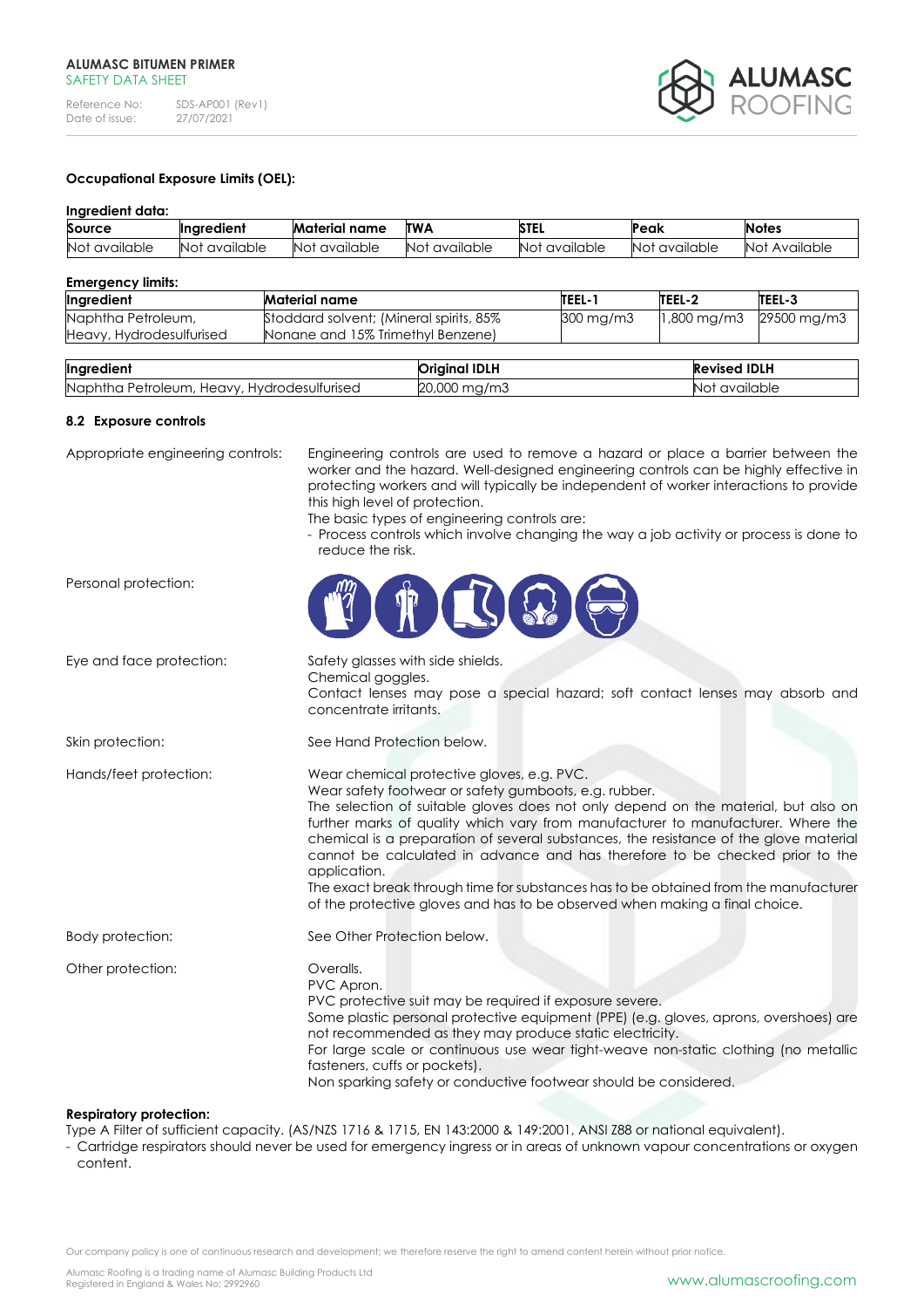**Occupational Exposure Limits (OEL):**

**Ingredient data:**

| Source | Ingredient | Material name | TWA | STEL | Peak | Notes |
|---|---|---|---|---|---|---|
| Not available | Not available | Not available | Not available | Not available | Not available | Not Available |

**Emergency limits:**

| Ingredient | Material name | TEEL-1 | TEEL-2 | TEEL-3 |
|---|---|---|---|---|
| Naphtha Petroleum, Heavy, Hydrodesulfurised | Stoddard solvent; (Mineral spirits, 85% Nonane and 15% Trimethyl Benzene) | 300 mg/m3 | 1,800 mg/m3 | 29500 mg/m3 |

| Ingredient | Original IDLH | Revised IDLH |
|---|---|---|
| Naphtha Petroleum, Heavy, Hydrodesulfurised | 20,000 mg/m3 | Not available |

### 8.2 Exposure controls

**Appropriate engineering controls:** Engineering controls are used to remove a hazard or place a barrier between the worker and the hazard. Well-designed engineering controls can be highly effective in protecting workers and will typically be independent of worker interactions to provide this high level of protection.
The basic types of engineering controls are:
- Process controls which involve changing the way a job activity or process is done to reduce the risk.

**Personal protection:**

**Eye and face protection:** Safety glasses with side shields.
Chemical goggles.
Contact lenses may pose a special hazard; soft contact lenses may absorb and concentrate irritants.

**Skin protection:** See Hand Protection below.

**Hands/feet protection:** Wear chemical protective gloves, e.g. PVC.
Wear safety footwear or safety gumboots, e.g. rubber.
The selection of suitable gloves does not only depend on the material, but also on further marks of quality which vary from manufacturer to manufacturer. Where the chemical is a preparation of several substances, the resistance of the glove material cannot be calculated in advance and has therefore to be checked prior to the application.
The exact break through time for substances has to be obtained from the manufacturer of the protective gloves and has to be observed when making a final choice.

**Body protection:** See Other Protection below.

**Other protection:** Overalls.
PVC Apron.
PVC protective suit may be required if exposure severe.
Some plastic personal protective equipment (PPE) (e.g. gloves, aprons, overshoes) are not recommended as they may produce static electricity.
For large scale or continuous use wear tight-weave non-static clothing (no metallic fasteners, cuffs or pockets).
Non sparking safety or conductive footwear should be considered.

**Respiratory protection:**
Type A Filter of sufficient capacity. (AS/NZS 1716 & 1715, EN 143:2000 & 149:2001, ANSI Z88 or national equivalent).
- Cartridge respirators should never be used for emergency ingress or in areas of unknown vapour concentrations or oxygen content.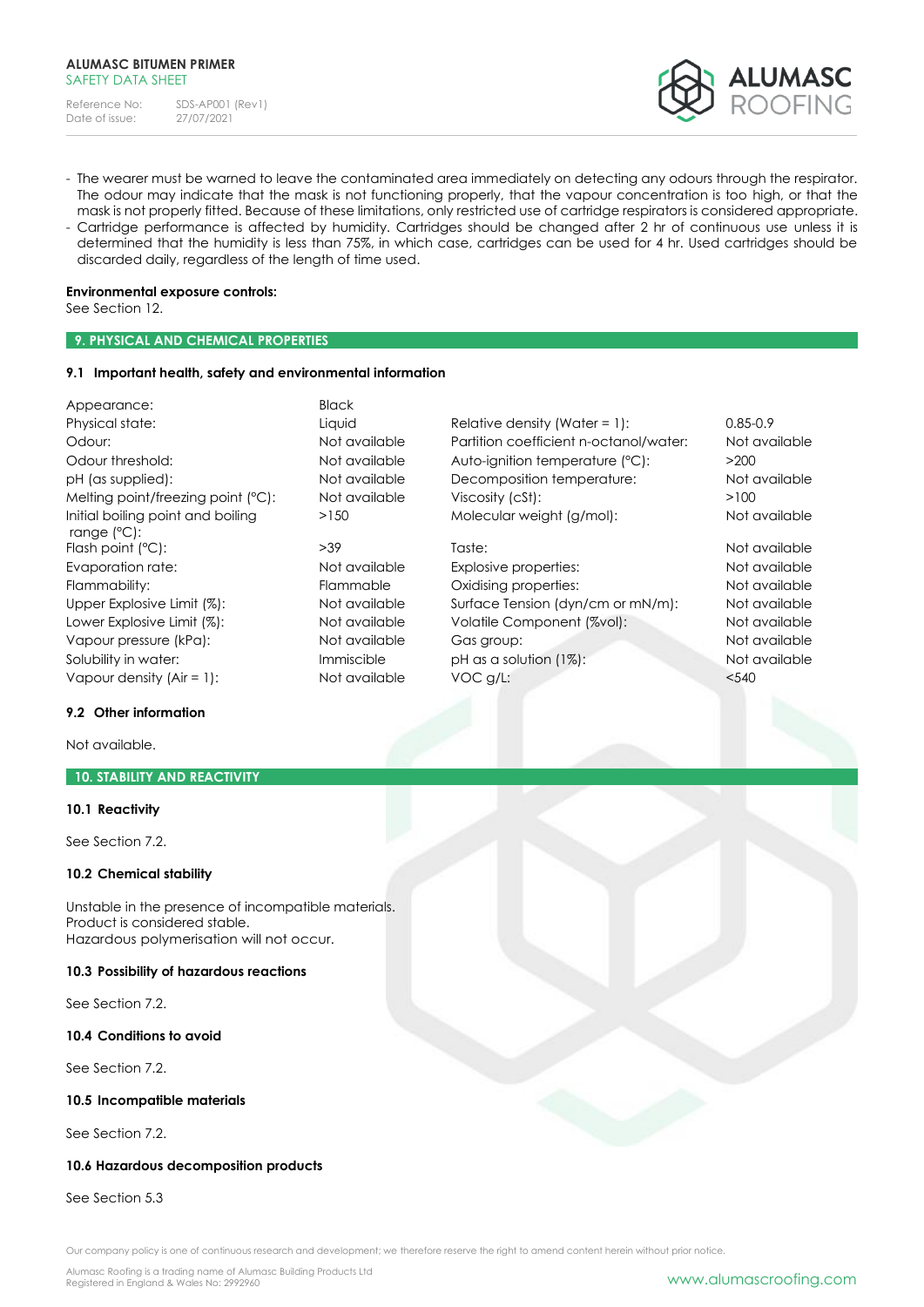- The wearer must be warned to leave the contaminated area immediately on detecting any odours through the respirator. The odour may indicate that the mask is not functioning properly, that the vapour concentration is too high, or that the mask is not properly fitted. Because of these limitations, only restricted use of cartridge respirators is considered appropriate.
- Cartridge performance is affected by humidity. Cartridges should be changed after 2 hr of continuous use unless it is determined that the humidity is less than 75%, in which case, cartridges can be used for 4 hr. Used cartridges should be discarded daily, regardless of the length of time used.

**Environmental exposure controls:**
See Section 12.

## 9. PHYSICAL AND CHEMICAL PROPERTIES

### 9.1 Important health, safety and environmental information

| Property | Value | Property | Value |
|---|---|---|---|
| Appearance: | Black | | |
| Physical state: | Liquid | Relative density (Water = 1): | 0.85-0.9 |
| Odour: | Not available | Partition coefficient n-octanol/water: | Not available |
| Odour threshold: | Not available | Auto-ignition temperature (°C): | >200 |
| pH (as supplied): | Not available | Decomposition temperature: | Not available |
| Melting point/freezing point (°C): | Not available | Viscosity (cSt): | >100 |
| Initial boiling point and boiling range (°C): | >150 | Molecular weight (g/mol): | Not available |
| Flash point (°C): | >39 | Taste: | Not available |
| Evaporation rate: | Not available | Explosive properties: | Not available |
| Flammability: | Flammable | Oxidising properties: | Not available |
| Upper Explosive Limit (%): | Not available | Surface Tension (dyn/cm or mN/m): | Not available |
| Lower Explosive Limit (%): | Not available | Volatile Component (%vol): | Not available |
| Vapour pressure (kPa): | Not available | Gas group: | Not available |
| Solubility in water: | Immiscible | pH as a solution (1%): | Not available |
| Vapour density (Air = 1): | Not available | VOC g/L: | <540 |

### 9.2 Other information

Not available.

## 10. STABILITY AND REACTIVITY

### 10.1 Reactivity

See Section 7.2.

### 10.2 Chemical stability

Unstable in the presence of incompatible materials.
Product is considered stable.
Hazardous polymerisation will not occur.

### 10.3 Possibility of hazardous reactions

See Section 7.2.

### 10.4 Conditions to avoid

See Section 7.2.

### 10.5 Incompatible materials

See Section 7.2.

### 10.6 Hazardous decomposition products

See Section 5.3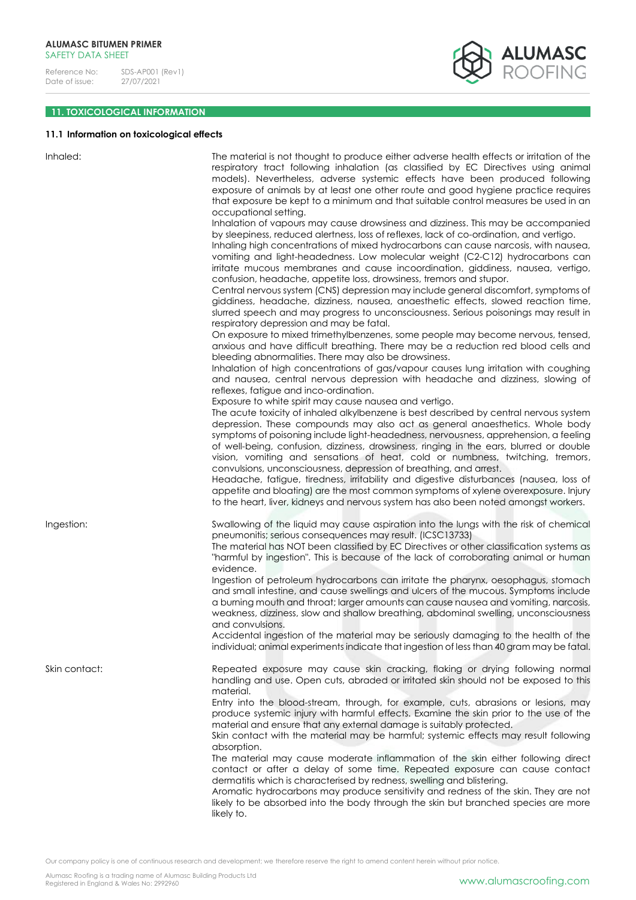## 11. TOXICOLOGICAL INFORMATION

### 11.1 Information on toxicological effects

**Inhaled:**

The material is not thought to produce either adverse health effects or irritation of the respiratory tract following inhalation (as classified by EC Directives using animal models). Nevertheless, adverse systemic effects have been produced following exposure of animals by at least one other route and good hygiene practice requires that exposure be kept to a minimum and that suitable control measures be used in an occupational setting.

Inhalation of vapours may cause drowsiness and dizziness. This may be accompanied by sleepiness, reduced alertness, loss of reflexes, lack of co-ordination, and vertigo.

Inhaling high concentrations of mixed hydrocarbons can cause narcosis, with nausea, vomiting and light-headedness. Low molecular weight (C2-C12) hydrocarbons can irritate mucous membranes and cause incoordination, giddiness, nausea, vertigo, confusion, headache, appetite loss, drowsiness, tremors and stupor.

Central nervous system (CNS) depression may include general discomfort, symptoms of giddiness, headache, dizziness, nausea, anaesthetic effects, slowed reaction time, slurred speech and may progress to unconsciousness. Serious poisonings may result in respiratory depression and may be fatal.

On exposure to mixed trimethylbenzenes, some people may become nervous, tensed, anxious and have difficult breathing. There may be a reduction red blood cells and bleeding abnormalities. There may also be drowsiness.

Inhalation of high concentrations of gas/vapour causes lung irritation with coughing and nausea, central nervous depression with headache and dizziness, slowing of reflexes, fatigue and inco-ordination.

Exposure to white spirit may cause nausea and vertigo.

The acute toxicity of inhaled alkylbenzene is best described by central nervous system depression. These compounds may also act as general anaesthetics. Whole body symptoms of poisoning include light-headedness, nervousness, apprehension, a feeling of well-being, confusion, dizziness, drowsiness, ringing in the ears, blurred or double vision, vomiting and sensations of heat, cold or numbness, twitching, tremors, convulsions, unconsciousness, depression of breathing, and arrest.

Headache, fatigue, tiredness, irritability and digestive disturbances (nausea, loss of appetite and bloating) are the most common symptoms of xylene overexposure. Injury to the heart, liver, kidneys and nervous system has also been noted amongst workers.

**Ingestion:**

Swallowing of the liquid may cause aspiration into the lungs with the risk of chemical pneumonitis; serious consequences may result. (ICSC13733)

The material has NOT been classified by EC Directives or other classification systems as "harmful by ingestion". This is because of the lack of corroborating animal or human evidence.

Ingestion of petroleum hydrocarbons can irritate the pharynx, oesophagus, stomach and small intestine, and cause swellings and ulcers of the mucous. Symptoms include a burning mouth and throat; larger amounts can cause nausea and vomiting, narcosis, weakness, dizziness, slow and shallow breathing, abdominal swelling, unconsciousness and convulsions.

Accidental ingestion of the material may be seriously damaging to the health of the individual; animal experiments indicate that ingestion of less than 40 gram may be fatal.

**Skin contact:**

Repeated exposure may cause skin cracking, flaking or drying following normal handling and use. Open cuts, abraded or irritated skin should not be exposed to this material.

Entry into the blood-stream, through, for example, cuts, abrasions or lesions, may produce systemic injury with harmful effects. Examine the skin prior to the use of the material and ensure that any external damage is suitably protected.

Skin contact with the material may be harmful; systemic effects may result following absorption.

The material may cause moderate inflammation of the skin either following direct contact or after a delay of some time. Repeated exposure can cause contact dermatitis which is characterised by redness, swelling and blistering.

Aromatic hydrocarbons may produce sensitivity and redness of the skin. They are not likely to be absorbed into the body through the skin but branched species are more likely to.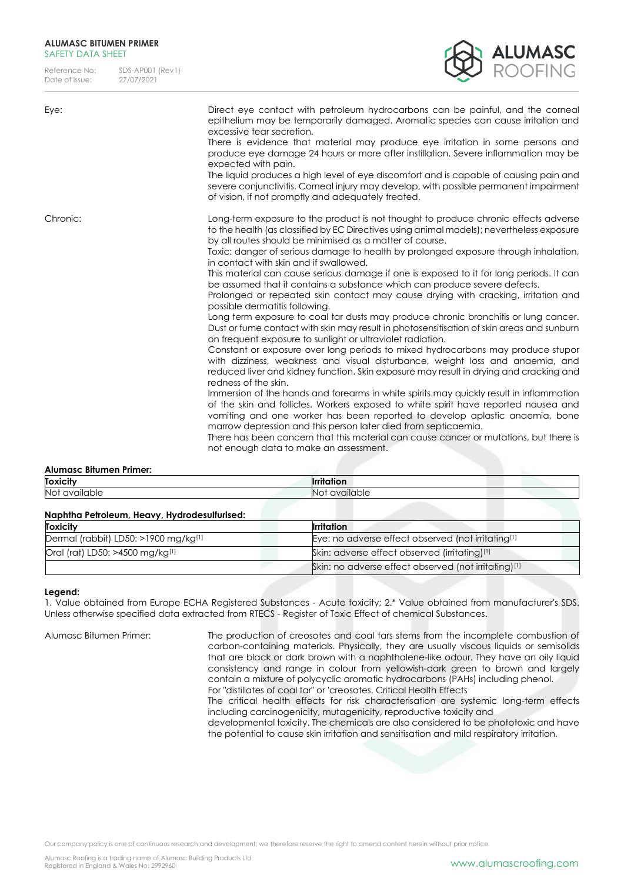Eye:

Direct eye contact with petroleum hydrocarbons can be painful, and the corneal epithelium may be temporarily damaged. Aromatic species can cause irritation and excessive tear secretion.
There is evidence that material may produce eye irritation in some persons and produce eye damage 24 hours or more after instillation. Severe inflammation may be expected with pain.
The liquid produces a high level of eye discomfort and is capable of causing pain and severe conjunctivitis. Corneal injury may develop, with possible permanent impairment of vision, if not promptly and adequately treated.

Chronic:

Long-term exposure to the product is not thought to produce chronic effects adverse to the health (as classified by EC Directives using animal models); nevertheless exposure by all routes should be minimised as a matter of course.
Toxic: danger of serious damage to health by prolonged exposure through inhalation, in contact with skin and if swallowed.
This material can cause serious damage if one is exposed to it for long periods. It can be assumed that it contains a substance which can produce severe defects.
Prolonged or repeated skin contact may cause drying with cracking, irritation and possible dermatitis following.
Long term exposure to coal tar dusts may produce chronic bronchitis or lung cancer. Dust or fume contact with skin may result in photosensitisation of skin areas and sunburn on frequent exposure to sunlight or ultraviolet radiation.
Constant or exposure over long periods to mixed hydrocarbons may produce stupor with dizziness, weakness and visual disturbance, weight loss and anaemia, and reduced liver and kidney function. Skin exposure may result in drying and cracking and redness of the skin.
Immersion of the hands and forearms in white spirits may quickly result in inflammation of the skin and follicles. Workers exposed to white spirit have reported nausea and vomiting and one worker has been reported to develop aplastic anaemia, bone marrow depression and this person later died from septicaemia.
There has been concern that this material can cause cancer or mutations, but there is not enough data to make an assessment.

**Alumasc Bitumen Primer:**

| Toxicity | Irritation |
|---|---|
| Not available | Not available |

**Naphtha Petroleum, Heavy, Hydrodesulfurised:**

| Toxicity | Irritation |
|---|---|
| Dermal (rabbit) LD50: >1900 mg/kg[1] | Eye: no adverse effect observed (not irritating[1] |
| Oral (rat) LD50: >4500 mg/kg[1] | Skin: adverse effect observed (irritating)[1] |
| | Skin: no adverse effect observed (not irritating)[1] |

**Legend:**
1. Value obtained from Europe ECHA Registered Substances - Acute toxicity; 2.* Value obtained from manufacturer's SDS. Unless otherwise specified data extracted from RTECS - Register of Toxic Effect of chemical Substances.

Alumasc Bitumen Primer:

The production of creosotes and coal tars stems from the incomplete combustion of carbon-containing materials. Physically, they are usually viscous liquids or semisolids that are black or dark brown with a naphthalene-like odour. They have an oily liquid consistency and range in colour from yellowish-dark green to brown and largely contain a mixture of polycyclic aromatic hydrocarbons (PAHs) including phenol.
For "distillates of coal tar" or 'creosotes. Critical Health Effects
The critical health effects for risk characterisation are systemic long-term effects including carcinogenicity, mutagenicity, reproductive toxicity and
developmental toxicity. The chemicals are also considered to be phototoxic and have the potential to cause skin irritation and sensitisation and mild respiratory irritation.

Our company policy is one of continuous research and development; we therefore reserve the right to amend content herein without prior notice.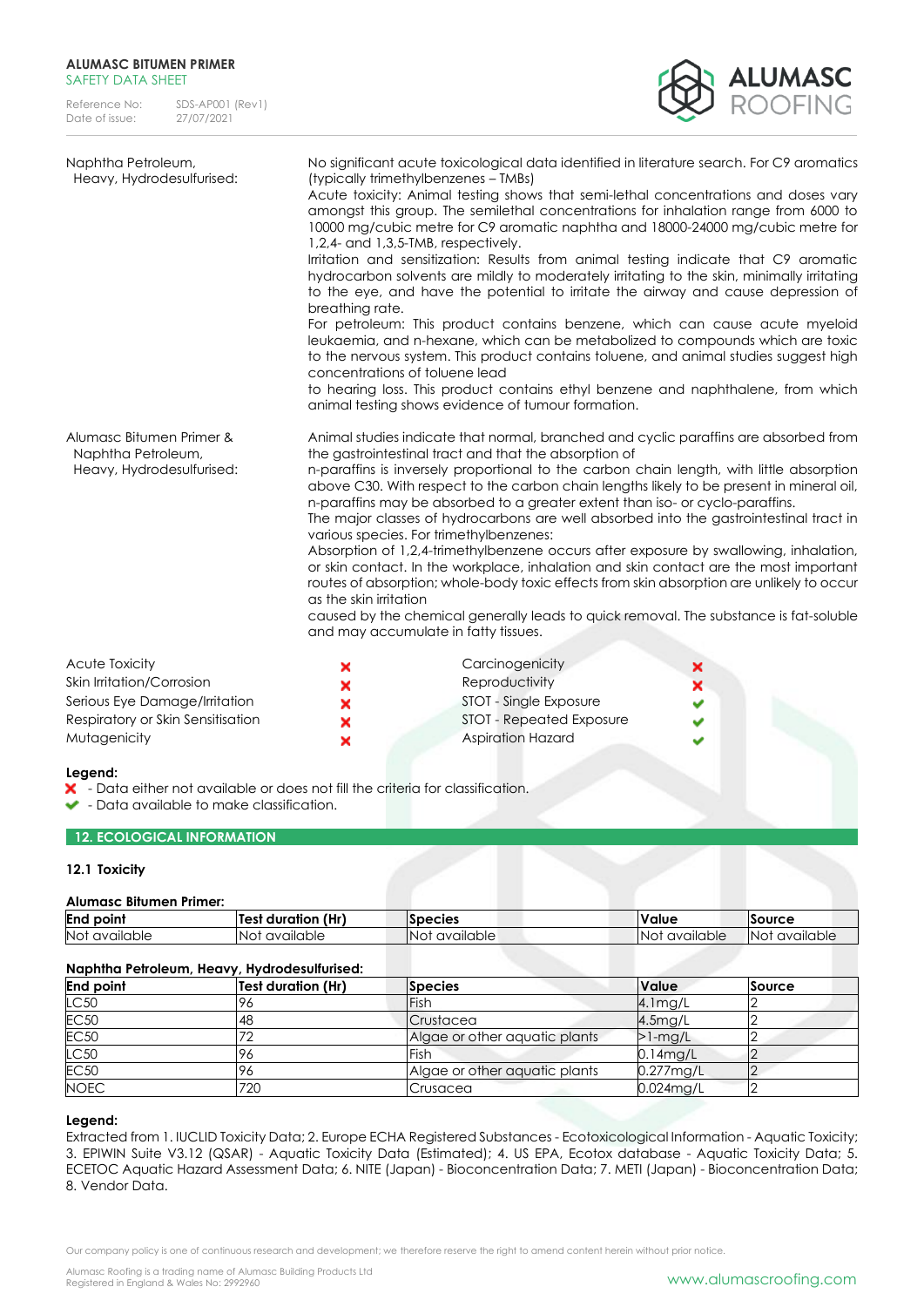| | |
|---|---|
| Naphtha Petroleum, Heavy, Hydrodesulfurised: | No significant acute toxicological data identified in literature search. For C9 aromatics (typically trimethylbenzenes – TMBs)<br>Acute toxicity: Animal testing shows that semi-lethal concentrations and doses vary amongst this group. The semilethal concentrations for inhalation range from 6000 to 10000 mg/cubic metre for C9 aromatic naphtha and 18000-24000 mg/cubic metre for 1,2,4- and 1,3,5-TMB, respectively.<br>Irritation and sensitization: Results from animal testing indicate that C9 aromatic hydrocarbon solvents are mildly to moderately irritating to the skin, minimally irritating to the eye, and have the potential to irritate the airway and cause depression of breathing rate.<br>For petroleum: This product contains benzene, which can cause acute myeloid leukaemia, and n-hexane, which can be metabolized to compounds which are toxic to the nervous system. This product contains toluene, and animal studies suggest high concentrations of toluene lead<br>to hearing loss. This product contains ethyl benzene and naphthalene, from which animal testing shows evidence of tumour formation. |
| Alumasc Bitumen Primer & Naphtha Petroleum, Heavy, Hydrodesulfurised: | Animal studies indicate that normal, branched and cyclic paraffins are absorbed from the gastrointestinal tract and that the absorption of<br>n-paraffins is inversely proportional to the carbon chain length, with little absorption above C30. With respect to the carbon chain lengths likely to be present in mineral oil, n-paraffins may be absorbed to a greater extent than iso- or cyclo-paraffins.<br>The major classes of hydrocarbons are well absorbed into the gastrointestinal tract in various species. For trimethylbenzenes:<br>Absorption of 1,2,4-trimethylbenzene occurs after exposure by swallowing, inhalation, or skin contact. In the workplace, inhalation and skin contact are the most important routes of absorption; whole-body toxic effects from skin absorption are unlikely to occur as the skin irritation<br>caused by the chemical generally leads to quick removal. The substance is fat-soluble and may accumulate in fatty tissues. |

| | | | |
|---|---|---|---|
| Acute Toxicity | ✘ | Carcinogenicity | ✘ |
| Skin Irritation/Corrosion | ✘ | Reproductivity | ✘ |
| Serious Eye Damage/Irritation | ✘ | STOT - Single Exposure | ✔ |
| Respiratory or Skin Sensitisation | ✘ | STOT - Repeated Exposure | ✔ |
| Mutagenicity | ✘ | Aspiration Hazard | ✔ |

**Legend:**
✘ - Data either not available or does not fill the criteria for classification.
✔ - Data available to make classification.

## 12. ECOLOGICAL INFORMATION

### 12.1 Toxicity

**Alumasc Bitumen Primer:**

| End point | Test duration (Hr) | Species | Value | Source |
|---|---|---|---|---|
| Not available | Not available | Not available | Not available | Not available |

**Naphtha Petroleum, Heavy, Hydrodesulfurised:**

| End point | Test duration (Hr) | Species | Value | Source |
|---|---|---|---|---|
| LC50 | 96 | Fish | 4.1mg/L | 2 |
| EC50 | 48 | Crustacea | 4.5mg/L | 2 |
| EC50 | 72 | Algae or other aquatic plants | >1-mg/L | 2 |
| LC50 | 96 | Fish | 0.14mg/L | 2 |
| EC50 | 96 | Algae or other aquatic plants | 0.277mg/L | 2 |
| NOEC | 720 | Crusacea | 0.024mg/L | 2 |

**Legend:**
Extracted from 1. IUCLID Toxicity Data; 2. Europe ECHA Registered Substances - Ecotoxicological Information - Aquatic Toxicity; 3. EPIWIN Suite V3.12 (QSAR) - Aquatic Toxicity Data (Estimated); 4. US EPA, Ecotox database - Aquatic Toxicity Data; 5. ECETOC Aquatic Hazard Assessment Data; 6. NITE (Japan) - Bioconcentration Data; 7. METI (Japan) - Bioconcentration Data; 8. Vendor Data.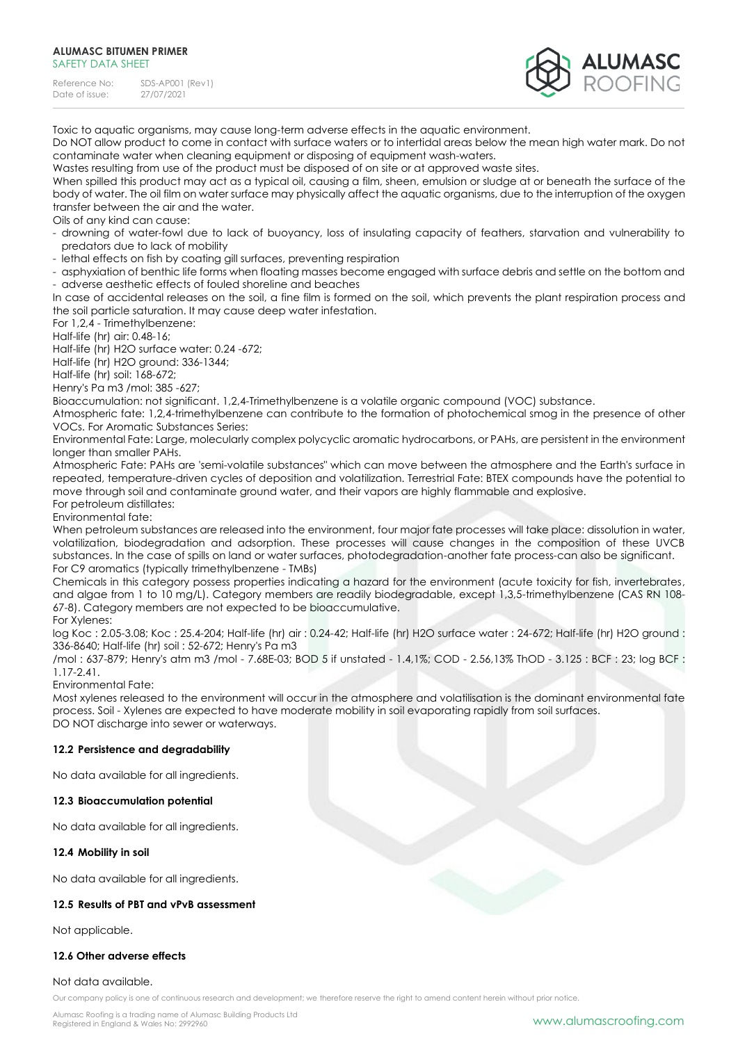Toxic to aquatic organisms, may cause long-term adverse effects in the aquatic environment.

Do NOT allow product to come in contact with surface waters or to intertidal areas below the mean high water mark. Do not contaminate water when cleaning equipment or disposing of equipment wash-waters.

Wastes resulting from use of the product must be disposed of on site or at approved waste sites.

When spilled this product may act as a typical oil, causing a film, sheen, emulsion or sludge at or beneath the surface of the body of water. The oil film on water surface may physically affect the aquatic organisms, due to the interruption of the oxygen transfer between the air and the water.

Oils of any kind can cause:

- drowning of water-fowl due to lack of buoyancy, loss of insulating capacity of feathers, starvation and vulnerability to predators due to lack of mobility
- lethal effects on fish by coating gill surfaces, preventing respiration
- asphyxiation of benthic life forms when floating masses become engaged with surface debris and settle on the bottom and
- adverse aesthetic effects of fouled shoreline and beaches

In case of accidental releases on the soil, a fine film is formed on the soil, which prevents the plant respiration process and the soil particle saturation. It may cause deep water infestation.

For 1,2,4 - Trimethylbenzene:

Half-life (hr) air: 0.48-16;

Half-life (hr) H2O surface water: 0.24 -672;

Half-life (hr) H2O ground: 336-1344;

Half-life (hr) soil: 168-672;

Henry's Pa m3 /mol: 385 -627;

Bioaccumulation: not significant. 1,2,4-Trimethylbenzene is a volatile organic compound (VOC) substance.

Atmospheric fate: 1,2,4-trimethylbenzene can contribute to the formation of photochemical smog in the presence of other VOCs. For Aromatic Substances Series:

Environmental Fate: Large, molecularly complex polycyclic aromatic hydrocarbons, or PAHs, are persistent in the environment longer than smaller PAHs.

Atmospheric Fate: PAHs are 'semi-volatile substances" which can move between the atmosphere and the Earth's surface in repeated, temperature-driven cycles of deposition and volatilization. Terrestrial Fate: BTEX compounds have the potential to move through soil and contaminate ground water, and their vapors are highly flammable and explosive.

For petroleum distillates:

Environmental fate:

When petroleum substances are released into the environment, four major fate processes will take place: dissolution in water, volatilization, biodegradation and adsorption. These processes will cause changes in the composition of these UVCB substances. In the case of spills on land or water surfaces, photodegradation-another fate process-can also be significant.

For C9 aromatics (typically trimethylbenzene - TMBs)

Chemicals in this category possess properties indicating a hazard for the environment (acute toxicity for fish, invertebrates, and algae from 1 to 10 mg/L). Category members are readily biodegradable, except 1,3,5-trimethylbenzene (CAS RN 108-67-8). Category members are not expected to be bioaccumulative.

For Xylenes:

log Koc : 2.05-3.08; Koc : 25.4-204; Half-life (hr) air : 0.24-42; Half-life (hr) H2O surface water : 24-672; Half-life (hr) H2O ground : 336-8640; Half-life (hr) soil : 52-672; Henry's Pa m3 /mol : 637-879; Henry's atm m3 /mol - 7.68E-03; BOD 5 if unstated - 1.4,1%; COD - 2.56,13% ThOD - 3.125 : BCF : 23; log BCF : 1.17-2.41.

Environmental Fate:

Most xylenes released to the environment will occur in the atmosphere and volatilisation is the dominant environmental fate process. Soil - Xylenes are expected to have moderate mobility in soil evaporating rapidly from soil surfaces.

DO NOT discharge into sewer or waterways.

### 12.2 Persistence and degradability

No data available for all ingredients.

### 12.3 Bioaccumulation potential

No data available for all ingredients.

### 12.4 Mobility in soil

No data available for all ingredients.

### 12.5 Results of PBT and vPvB assessment

Not applicable.

### 12.6 Other adverse effects

Not data available.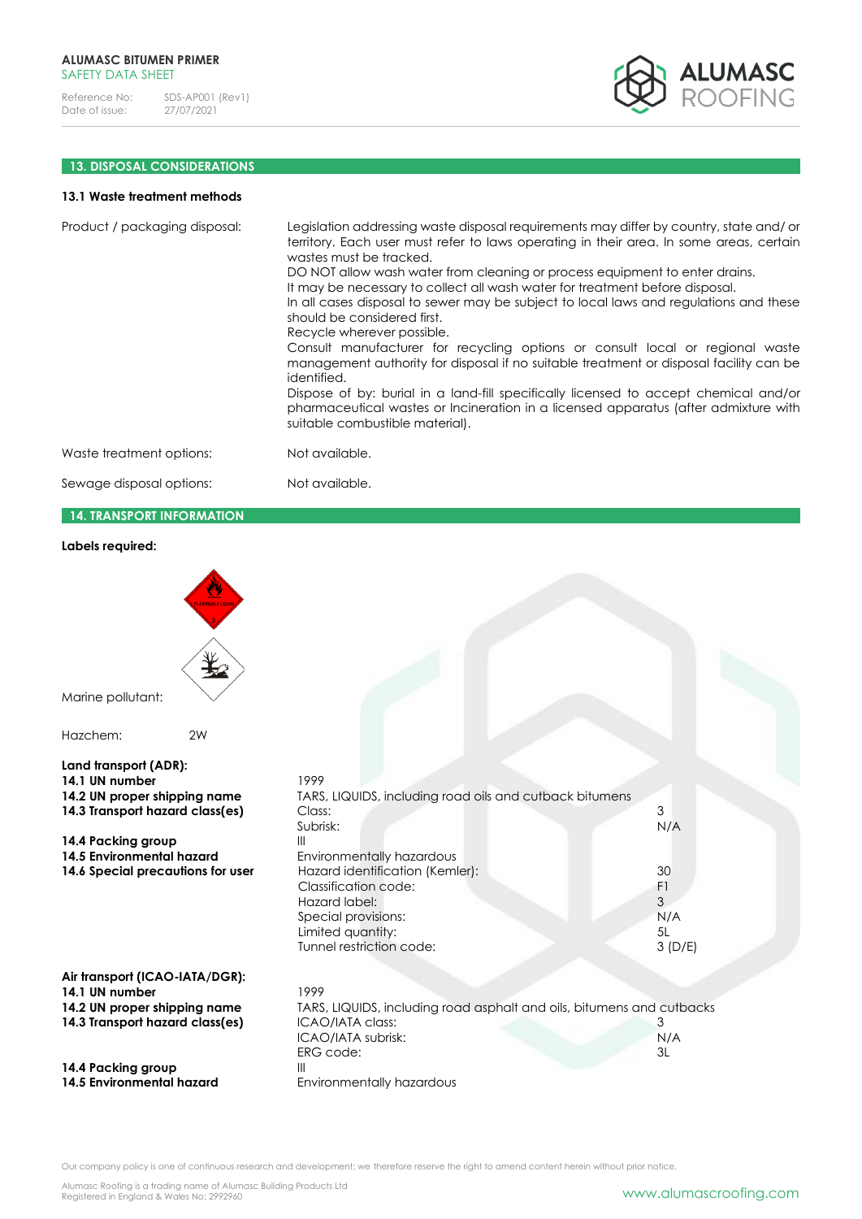## 13. DISPOSAL CONSIDERATIONS

### 13.1 Waste treatment methods

| | |
|---|---|
| Product / packaging disposal: | Legislation addressing waste disposal requirements may differ by country, state and/ or territory. Each user must refer to laws operating in their area. In some areas, certain wastes must be tracked.<br>DO NOT allow wash water from cleaning or process equipment to enter drains.<br>It may be necessary to collect all wash water for treatment before disposal.<br>In all cases disposal to sewer may be subject to local laws and regulations and these should be considered first.<br>Recycle wherever possible.<br>Consult manufacturer for recycling options or consult local or regional waste management authority for disposal if no suitable treatment or disposal facility can be identified.<br>Dispose of by: burial in a land-fill specifically licensed to accept chemical and/or pharmaceutical wastes or Incineration in a licensed apparatus (after admixture with suitable combustible material). |
| Waste treatment options: | Not available. |
| Sewage disposal options: | Not available. |

## 14. TRANSPORT INFORMATION

**Labels required:**

Marine pollutant:

Hazchem: 2W

**Land transport (ADR):**

| | | |
|---|---|---|
| **14.1 UN number** | 1999 | |
| **14.2 UN proper shipping name** | TARS, LIQUIDS, including road oils and cutback bitumens | |
| **14.3 Transport hazard class(es)** | Class: | 3 |
| | Subrisk: | N/A |
| **14.4 Packing group** | III | |
| **14.5 Environmental hazard** | Environmentally hazardous | |
| **14.6 Special precautions for user** | Hazard identification (Kemler): | 30 |
| | Classification code: | F1 |
| | Hazard label: | 3 |
| | Special provisions: | N/A |
| | Limited quantity: | 5L |
| | Tunnel restriction code: | 3 (D/E) |

**Air transport (ICAO-IATA/DGR):**

| | | |
|---|---|---|
| **14.1 UN number** | 1999 | |
| **14.2 UN proper shipping name** | TARS, LIQUIDS, including road asphalt and oils, bitumens and cutbacks | |
| **14.3 Transport hazard class(es)** | ICAO/IATA class: | 3 |
| | ICAO/IATA subrisk: | N/A |
| | ERG code: | 3L |
| **14.4 Packing group** | III | |
| **14.5 Environmental hazard** | Environmentally hazardous | |

Our company policy is one of continuous research and development; we therefore reserve the right to amend content herein without prior notice.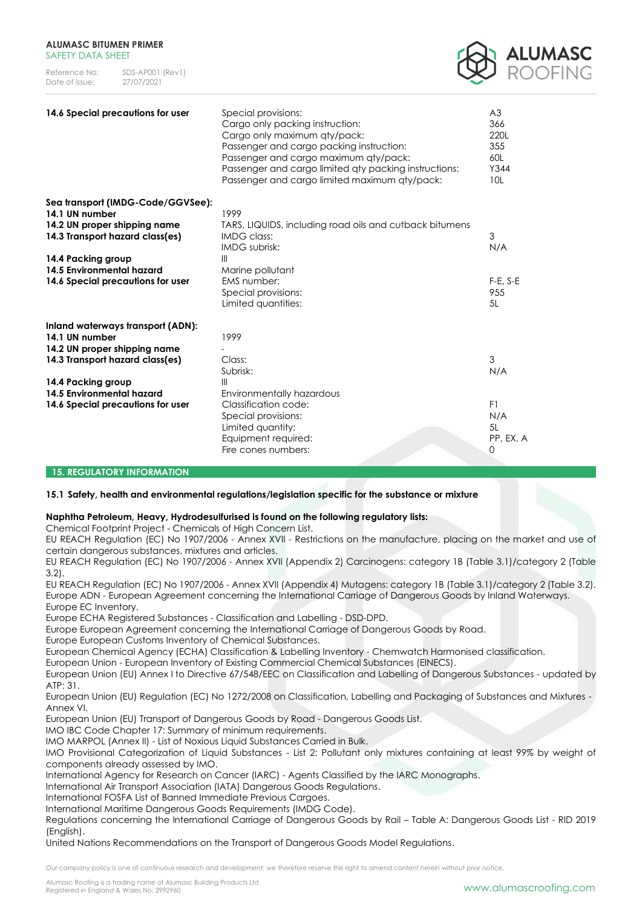| | | |
|---|---|---|
| **14.6 Special precautions for user** | Special provisions: | A3 |
| | Cargo only packing instruction: | 366 |
| | Cargo only maximum qty/pack: | 220L |
| | Passenger and cargo packing instruction: | 355 |
| | Passenger and cargo maximum qty/pack: | 60L |
| | Passenger and cargo limited qty packing instructions: | Y344 |
| | Passenger and cargo limited maximum qty/pack: | 10L |

**Sea transport (IMDG-Code/GGVSee):**

| | | |
|---|---|---|
| **14.1 UN number** | 1999 | |
| **14.2 UN proper shipping name** | TARS, LIQUIDS, including road oils and cutback bitumens | |
| **14.3 Transport hazard class(es)** | IMDG class: | 3 |
| | IMDG subrisk: | N/A |
| **14.4 Packing group** | III | |
| **14.5 Environmental hazard** | Marine pollutant | |
| **14.6 Special precautions for user** | EMS number: | F-E, S-E |
| | Special provisions: | 955 |
| | Limited quantities: | 5L |

**Inland waterways transport (ADN):**

| | | |
|---|---|---|
| **14.1 UN number** | 1999 | |
| **14.2 UN proper shipping name** | - | |
| **14.3 Transport hazard class(es)** | Class: | 3 |
| | Subrisk: | N/A |
| **14.4 Packing group** | III | |
| **14.5 Environmental hazard** | Environmentally hazardous | |
| **14.6 Special precautions for user** | Classification code: | F1 |
| | Special provisions: | N/A |
| | Limited quantity: | 5L |
| | Equipment required: | PP, EX, A |
| | Fire cones numbers: | 0 |

## 15. REGULATORY INFORMATION

### 15.1 Safety, health and environmental regulations/legislation specific for the substance or mixture

**Naphtha Petroleum, Heavy, Hydrodesulfurised is found on the following regulatory lists:**

Chemical Footprint Project - Chemicals of High Concern List.
EU REACH Regulation (EC) No 1907/2006 - Annex XVII - Restrictions on the manufacture, placing on the market and use of certain dangerous substances, mixtures and articles.
EU REACH Regulation (EC) No 1907/2006 - Annex XVII (Appendix 2) Carcinogens: category 1B (Table 3.1)/category 2 (Table 3.2).
EU REACH Regulation (EC) No 1907/2006 - Annex XVII (Appendix 4) Mutagens: category 1B (Table 3.1)/category 2 (Table 3.2).
Europe ADN - European Agreement concerning the International Carriage of Dangerous Goods by Inland Waterways.
Europe EC Inventory.
Europe ECHA Registered Substances - Classification and Labelling - DSD-DPD.
Europe European Agreement concerning the International Carriage of Dangerous Goods by Road.
Europe European Customs Inventory of Chemical Substances.
European Chemical Agency (ECHA) Classification & Labelling Inventory - Chemwatch Harmonised classification.
European Union - European Inventory of Existing Commercial Chemical Substances (EINECS).
European Union (EU) Annex I to Directive 67/548/EEC on Classification and Labelling of Dangerous Substances - updated by ATP: 31.
European Union (EU) Regulation (EC) No 1272/2008 on Classification, Labelling and Packaging of Substances and Mixtures - Annex VI.
European Union (EU) Transport of Dangerous Goods by Road - Dangerous Goods List.
IMO IBC Code Chapter 17: Summary of minimum requirements.
IMO MARPOL (Annex II) - List of Noxious Liquid Substances Carried in Bulk.
IMO Provisional Categorization of Liquid Substances - List 2: Pollutant only mixtures containing at least 99% by weight of components already assessed by IMO.
International Agency for Research on Cancer (IARC) - Agents Classified by the IARC Monographs.
International Air Transport Association (IATA) Dangerous Goods Regulations.
International FOSFA List of Banned Immediate Previous Cargoes.
International Maritime Dangerous Goods Requirements (IMDG Code).
Regulations concerning the International Carriage of Dangerous Goods by Rail – Table A: Dangerous Goods List - RID 2019 (English).
United Nations Recommendations on the Transport of Dangerous Goods Model Regulations.

Our company policy is one of continuous research and development; we therefore reserve the right to amend content herein without prior notice.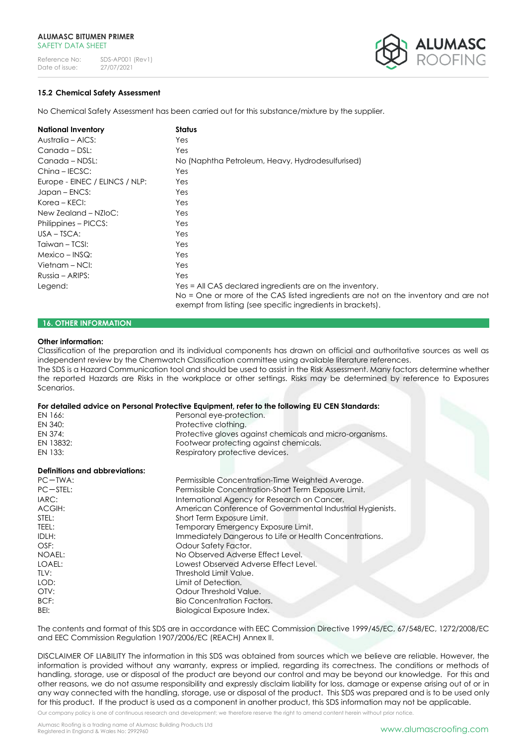### 15.2 Chemical Safety Assessment

No Chemical Safety Assessment has been carried out for this substance/mixture by the supplier.

| National Inventory | Status |
|---|---|
| Australia – AICS: | Yes |
| Canada – DSL: | Yes |
| Canada – NDSL: | No (Naphtha Petroleum, Heavy, Hydrodesulfurised) |
| China – IECSC: | Yes |
| Europe - EINEC / ELINCS / NLP: | Yes |
| Japan – ENCS: | Yes |
| Korea – KECI: | Yes |
| New Zealand – NZIoC: | Yes |
| Philippines – PICCS: | Yes |
| USA – TSCA: | Yes |
| Taiwan – TCSI: | Yes |
| Mexico – INSQ: | Yes |
| Vietnam – NCI: | Yes |
| Russia – ARIPS: | Yes |
| Legend: | Yes = All CAS declared ingredients are on the inventory.<br>No = One or more of the CAS listed ingredients are not on the inventory and are not exempt from listing (see specific ingredients in brackets). |

## 16. OTHER INFORMATION

**Other information:**
Classification of the preparation and its individual components has drawn on official and authoritative sources as well as independent review by the Chemwatch Classification committee using available literature references.
The SDS is a Hazard Communication tool and should be used to assist in the Risk Assessment. Many factors determine whether the reported Hazards are Risks in the workplace or other settings. Risks may be determined by reference to Exposures Scenarios.

**For detailed advice on Personal Protective Equipment, refer to the following EU CEN Standards:**

| | |
|---|---|
| EN 166: | Personal eye-protection. |
| EN 340: | Protective clothing. |
| EN 374: | Protective gloves against chemicals and micro-organisms. |
| EN 13832: | Footwear protecting against chemicals. |
| EN 133: | Respiratory protective devices. |

**Definitions and abbreviations:**

| | |
|---|---|
| PC—TWA: | Permissible Concentration-Time Weighted Average. |
| PC—STEL: | Permissible Concentration-Short Term Exposure Limit. |
| IARC: | International Agency for Research on Cancer. |
| ACGIH: | American Conference of Governmental Industrial Hygienists. |
| STEL: | Short Term Exposure Limit. |
| TEEL: | Temporary Emergency Exposure Limit. |
| IDLH: | Immediately Dangerous to Life or Health Concentrations. |
| OSF: | Odour Safety Factor. |
| NOAEL: | No Observed Adverse Effect Level. |
| LOAEL: | Lowest Observed Adverse Effect Level. |
| TLV: | Threshold Limit Value. |
| LOD: | Limit of Detection. |
| OTV: | Odour Threshold Value. |
| BCF: | Bio Concentration Factors. |
| BEI: | Biological Exposure Index. |

The contents and format of this SDS are in accordance with EEC Commission Directive 1999/45/EC, 67/548/EC, 1272/2008/EC and EEC Commission Regulation 1907/2006/EC (REACH) Annex II.

DISCLAIMER OF LIABILITY The information in this SDS was obtained from sources which we believe are reliable. However, the information is provided without any warranty, express or implied, regarding its correctness. The conditions or methods of handling, storage, use or disposal of the product are beyond our control and may be beyond our knowledge. For this and other reasons, we do not assume responsibility and expressly disclaim liability for loss, damage or expense arising out of or in any way connected with the handling, storage, use or disposal of the product. This SDS was prepared and is to be used only for this product. If the product is used as a component in another product, this SDS information may not be applicable.